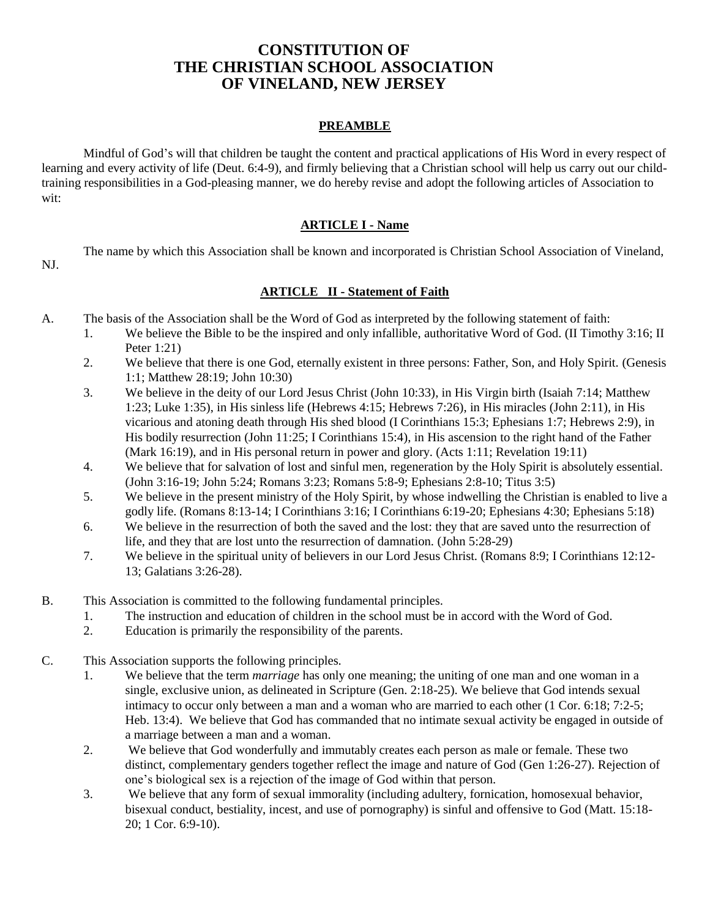# CONSTITUTION OF THE CHRISTIAN SCHOOL ASSOCIATION OF VINELAND, NEW JERSEY

## PREAMBLE

Mindful of God's will that children be taught the content and practical applications of His Word in every respect of learning and every activity of life (Deut. 6:4-9), and firmly believing that a Christian school will help us carry out our child-training responsibilities in a God-pleasing manner, we do hereby revise and adopt the following articles of Association to wit:

## ARTICLE I - Name

The name by which this Association shall be known and incorporated is Christian School Association of Vineland, NJ.

## ARTICLE II - Statement of Faith

A. The basis of the Association shall be the Word of God as interpreted by the following statement of faith:

1. We believe the Bible to be the inspired and only infallible, authoritative Word of God. (II Timothy 3:16; II Peter 1:21)
2. We believe that there is one God, eternally existent in three persons: Father, Son, and Holy Spirit. (Genesis 1:1; Matthew 28:19; John 10:30)
3. We believe in the deity of our Lord Jesus Christ (John 10:33), in His Virgin birth (Isaiah 7:14; Matthew 1:23; Luke 1:35), in His sinless life (Hebrews 4:15; Hebrews 7:26), in His miracles (John 2:11), in His vicarious and atoning death through His shed blood (I Corinthians 15:3; Ephesians 1:7; Hebrews 2:9), in His bodily resurrection (John 11:25; I Corinthians 15:4), in His ascension to the right hand of the Father (Mark 16:19), and in His personal return in power and glory. (Acts 1:11; Revelation 19:11)
4. We believe that for salvation of lost and sinful men, regeneration by the Holy Spirit is absolutely essential. (John 3:16-19; John 5:24; Romans 3:23; Romans 5:8-9; Ephesians 2:8-10; Titus 3:5)
5. We believe in the present ministry of the Holy Spirit, by whose indwelling the Christian is enabled to live a godly life. (Romans 8:13-14; I Corinthians 3:16; I Corinthians 6:19-20; Ephesians 4:30; Ephesians 5:18)
6. We believe in the resurrection of both the saved and the lost: they that are saved unto the resurrection of life, and they that are lost unto the resurrection of damnation. (John 5:28-29)
7. We believe in the spiritual unity of believers in our Lord Jesus Christ. (Romans 8:9; I Corinthians 12:12-13; Galatians 3:26-28).

B. This Association is committed to the following fundamental principles.

1. The instruction and education of children in the school must be in accord with the Word of God.
2. Education is primarily the responsibility of the parents.

C. This Association supports the following principles.

1. We believe that the term *marriage* has only one meaning; the uniting of one man and one woman in a single, exclusive union, as delineated in Scripture (Gen. 2:18-25). We believe that God intends sexual intimacy to occur only between a man and a woman who are married to each other (1 Cor. 6:18; 7:2-5; Heb. 13:4). We believe that God has commanded that no intimate sexual activity be engaged in outside of a marriage between a man and a woman.
2. We believe that God wonderfully and immutably creates each person as male or female. These two distinct, complementary genders together reflect the image and nature of God (Gen 1:26-27). Rejection of one's biological sex is a rejection of the image of God within that person.
3. We believe that any form of sexual immorality (including adultery, fornication, homosexual behavior, bisexual conduct, bestiality, incest, and use of pornography) is sinful and offensive to God (Matt. 15:18-20; 1 Cor. 6:9-10).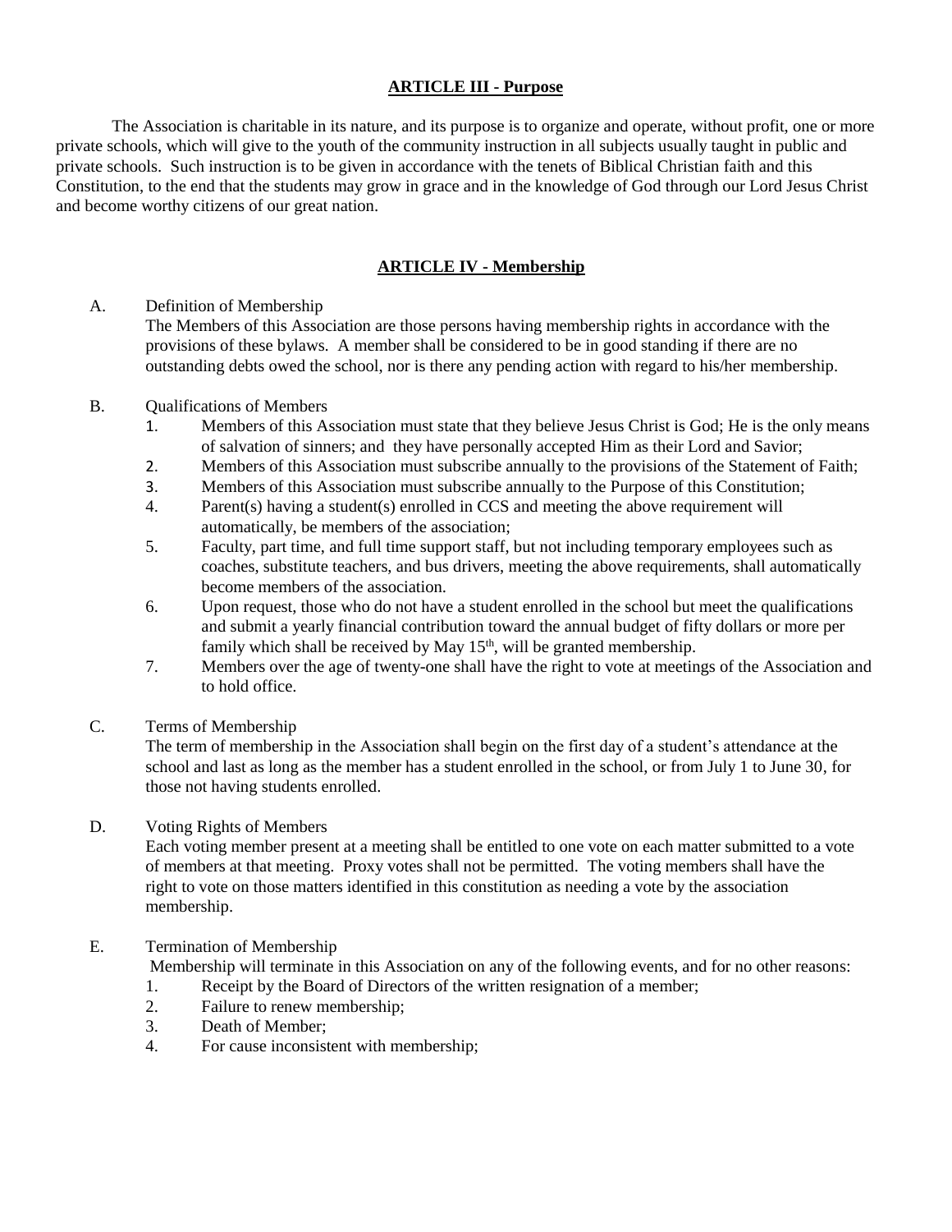## ARTICLE III - Purpose

The Association is charitable in its nature, and its purpose is to organize and operate, without profit, one or more private schools, which will give to the youth of the community instruction in all subjects usually taught in public and private schools. Such instruction is to be given in accordance with the tenets of Biblical Christian faith and this Constitution, to the end that the students may grow in grace and in the knowledge of God through our Lord Jesus Christ and become worthy citizens of our great nation.

## ARTICLE IV - Membership

A. Definition of Membership
The Members of this Association are those persons having membership rights in accordance with the provisions of these bylaws. A member shall be considered to be in good standing if there are no outstanding debts owed the school, nor is there any pending action with regard to his/her membership.

B. Qualifications of Members
1. Members of this Association must state that they believe Jesus Christ is God; He is the only means of salvation of sinners; and they have personally accepted Him as their Lord and Savior;
2. Members of this Association must subscribe annually to the provisions of the Statement of Faith;
3. Members of this Association must subscribe annually to the Purpose of this Constitution;
4. Parent(s) having a student(s) enrolled in CCS and meeting the above requirement will automatically, be members of the association;
5. Faculty, part time, and full time support staff, but not including temporary employees such as coaches, substitute teachers, and bus drivers, meeting the above requirements, shall automatically become members of the association.
6. Upon request, those who do not have a student enrolled in the school but meet the qualifications and submit a yearly financial contribution toward the annual budget of fifty dollars or more per family which shall be received by May 15th, will be granted membership.
7. Members over the age of twenty-one shall have the right to vote at meetings of the Association and to hold office.

C. Terms of Membership
The term of membership in the Association shall begin on the first day of a student's attendance at the school and last as long as the member has a student enrolled in the school, or from July 1 to June 30, for those not having students enrolled.

D. Voting Rights of Members
Each voting member present at a meeting shall be entitled to one vote on each matter submitted to a vote of members at that meeting. Proxy votes shall not be permitted. The voting members shall have the right to vote on those matters identified in this constitution as needing a vote by the association membership.

E. Termination of Membership
Membership will terminate in this Association on any of the following events, and for no other reasons:
1. Receipt by the Board of Directors of the written resignation of a member;
2. Failure to renew membership;
3. Death of Member;
4. For cause inconsistent with membership;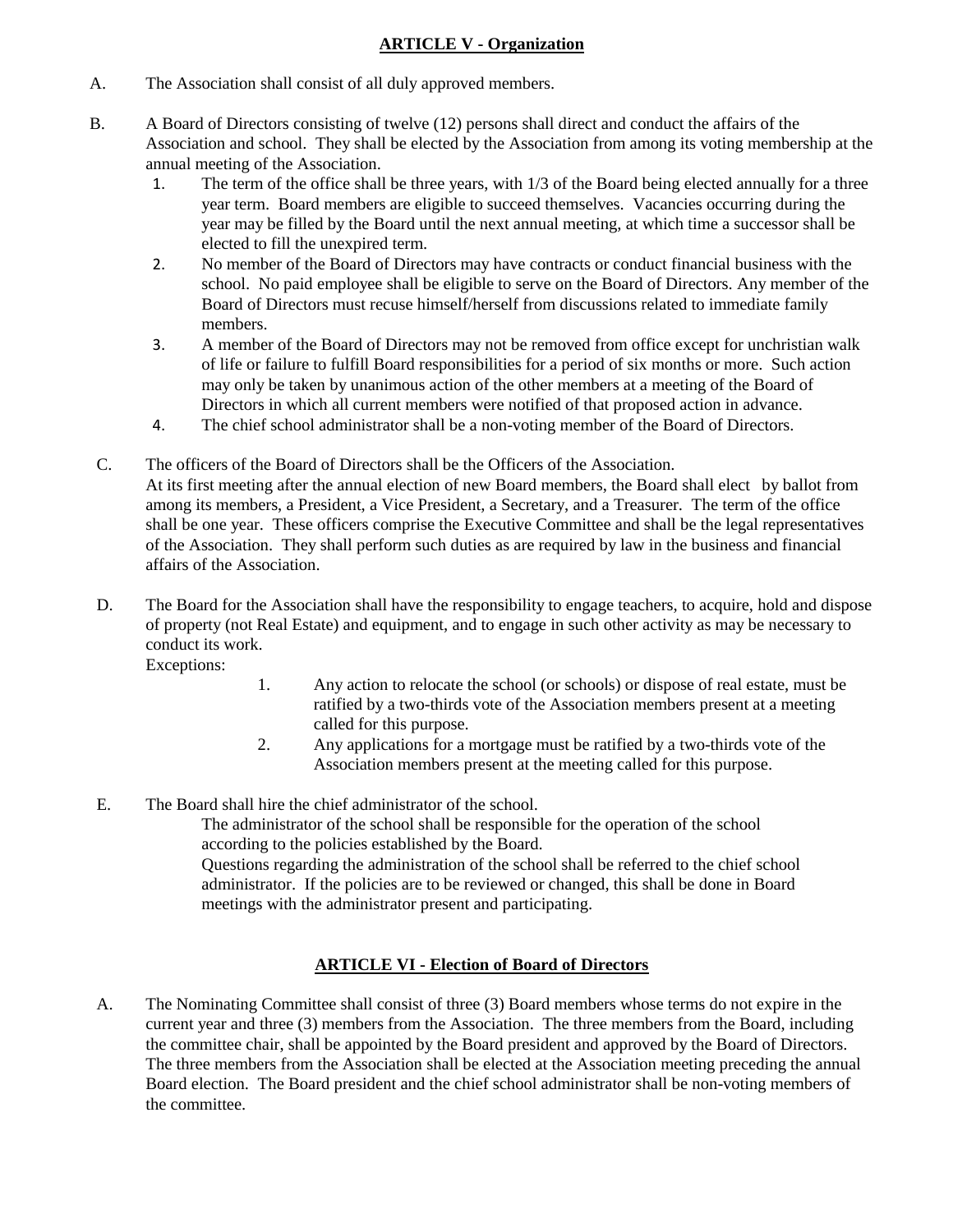## ARTICLE V - Organization

A. The Association shall consist of all duly approved members.

B. A Board of Directors consisting of twelve (12) persons shall direct and conduct the affairs of the Association and school. They shall be elected by the Association from among its voting membership at the annual meeting of the Association.

1. The term of the office shall be three years, with 1/3 of the Board being elected annually for a three year term. Board members are eligible to succeed themselves. Vacancies occurring during the year may be filled by the Board until the next annual meeting, at which time a successor shall be elected to fill the unexpired term.
2. No member of the Board of Directors may have contracts or conduct financial business with the school. No paid employee shall be eligible to serve on the Board of Directors. Any member of the Board of Directors must recuse himself/herself from discussions related to immediate family members.
3. A member of the Board of Directors may not be removed from office except for unchristian walk of life or failure to fulfill Board responsibilities for a period of six months or more. Such action may only be taken by unanimous action of the other members at a meeting of the Board of Directors in which all current members were notified of that proposed action in advance.
4. The chief school administrator shall be a non-voting member of the Board of Directors.

C. The officers of the Board of Directors shall be the Officers of the Association.
At its first meeting after the annual election of new Board members, the Board shall elect by ballot from among its members, a President, a Vice President, a Secretary, and a Treasurer. The term of the office shall be one year. These officers comprise the Executive Committee and shall be the legal representatives of the Association. They shall perform such duties as are required by law in the business and financial affairs of the Association.

D. The Board for the Association shall have the responsibility to engage teachers, to acquire, hold and dispose of property (not Real Estate) and equipment, and to engage in such other activity as may be necessary to conduct its work.
Exceptions:

1. Any action to relocate the school (or schools) or dispose of real estate, must be ratified by a two-thirds vote of the Association members present at a meeting called for this purpose.
2. Any applications for a mortgage must be ratified by a two-thirds vote of the Association members present at the meeting called for this purpose.

E. The Board shall hire the chief administrator of the school.
The administrator of the school shall be responsible for the operation of the school according to the policies established by the Board.
Questions regarding the administration of the school shall be referred to the chief school administrator. If the policies are to be reviewed or changed, this shall be done in Board meetings with the administrator present and participating.

## ARTICLE VI - Election of Board of Directors

A. The Nominating Committee shall consist of three (3) Board members whose terms do not expire in the current year and three (3) members from the Association. The three members from the Board, including the committee chair, shall be appointed by the Board president and approved by the Board of Directors. The three members from the Association shall be elected at the Association meeting preceding the annual Board election. The Board president and the chief school administrator shall be non-voting members of the committee.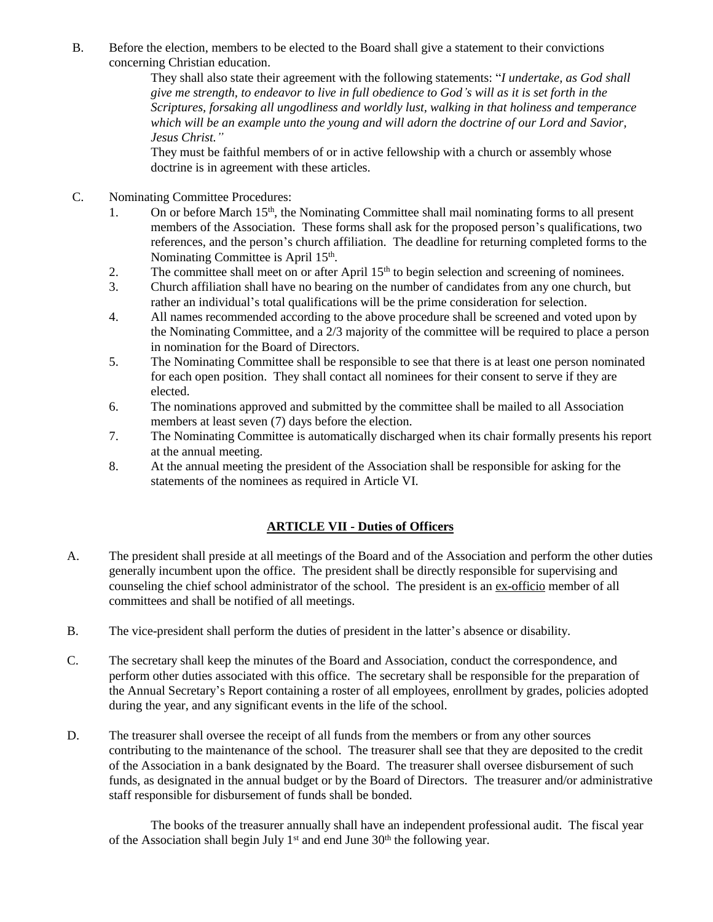B. Before the election, members to be elected to the Board shall give a statement to their convictions concerning Christian education.

   They shall also state their agreement with the following statements: "*I undertake, as God shall give me strength, to endeavor to live in full obedience to God's will as it is set forth in the Scriptures, forsaking all ungodliness and worldly lust, walking in that holiness and temperance which will be an example unto the young and will adorn the doctrine of our Lord and Savior, Jesus Christ."*

   They must be faithful members of or in active fellowship with a church or assembly whose doctrine is in agreement with these articles.

C. Nominating Committee Procedures:

   1. On or before March 15th, the Nominating Committee shall mail nominating forms to all present members of the Association. These forms shall ask for the proposed person's qualifications, two references, and the person's church affiliation. The deadline for returning completed forms to the Nominating Committee is April 15th.
   2. The committee shall meet on or after April 15th to begin selection and screening of nominees.
   3. Church affiliation shall have no bearing on the number of candidates from any one church, but rather an individual's total qualifications will be the prime consideration for selection.
   4. All names recommended according to the above procedure shall be screened and voted upon by the Nominating Committee, and a 2/3 majority of the committee will be required to place a person in nomination for the Board of Directors.
   5. The Nominating Committee shall be responsible to see that there is at least one person nominated for each open position. They shall contact all nominees for their consent to serve if they are elected.
   6. The nominations approved and submitted by the committee shall be mailed to all Association members at least seven (7) days before the election.
   7. The Nominating Committee is automatically discharged when its chair formally presents his report at the annual meeting.
   8. At the annual meeting the president of the Association shall be responsible for asking for the statements of the nominees as required in Article VI.

## ARTICLE VII - Duties of Officers

A. The president shall preside at all meetings of the Board and of the Association and perform the other duties generally incumbent upon the office. The president shall be directly responsible for supervising and counseling the chief school administrator of the school. The president is an ex-officio member of all committees and shall be notified of all meetings.

B. The vice-president shall perform the duties of president in the latter's absence or disability.

C. The secretary shall keep the minutes of the Board and Association, conduct the correspondence, and perform other duties associated with this office. The secretary shall be responsible for the preparation of the Annual Secretary's Report containing a roster of all employees, enrollment by grades, policies adopted during the year, and any significant events in the life of the school.

D. The treasurer shall oversee the receipt of all funds from the members or from any other sources contributing to the maintenance of the school. The treasurer shall see that they are deposited to the credit of the Association in a bank designated by the Board. The treasurer shall oversee disbursement of such funds, as designated in the annual budget or by the Board of Directors. The treasurer and/or administrative staff responsible for disbursement of funds shall be bonded.

   The books of the treasurer annually shall have an independent professional audit. The fiscal year of the Association shall begin July 1st and end June 30th the following year.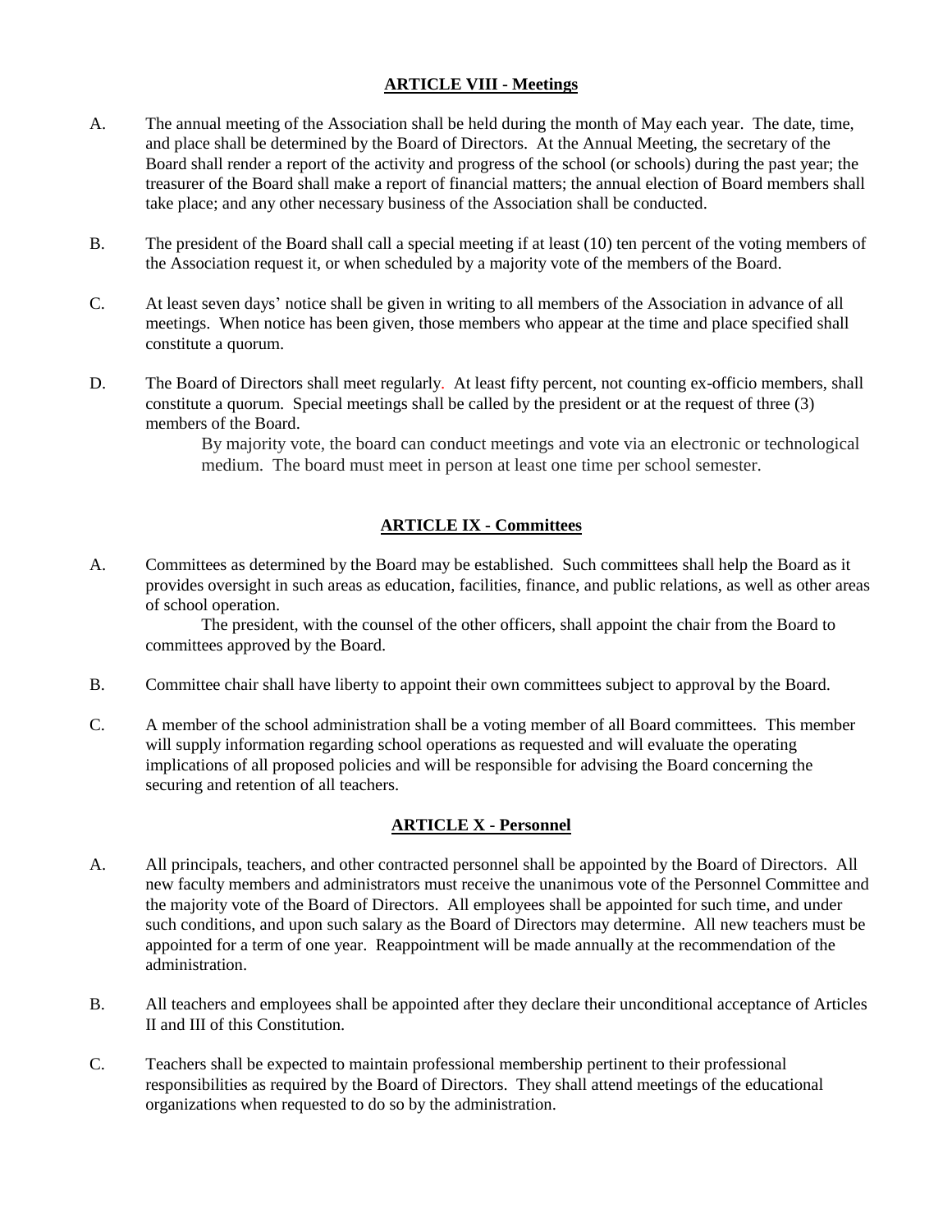## ARTICLE VIII - Meetings

A. The annual meeting of the Association shall be held during the month of May each year. The date, time, and place shall be determined by the Board of Directors. At the Annual Meeting, the secretary of the Board shall render a report of the activity and progress of the school (or schools) during the past year; the treasurer of the Board shall make a report of financial matters; the annual election of Board members shall take place; and any other necessary business of the Association shall be conducted.

B. The president of the Board shall call a special meeting if at least (10) ten percent of the voting members of the Association request it, or when scheduled by a majority vote of the members of the Board.

C. At least seven days' notice shall be given in writing to all members of the Association in advance of all meetings. When notice has been given, those members who appear at the time and place specified shall constitute a quorum.

D. The Board of Directors shall meet regularly. At least fifty percent, not counting ex-officio members, shall constitute a quorum. Special meetings shall be called by the president or at the request of three (3) members of the Board.

By majority vote, the board can conduct meetings and vote via an electronic or technological medium. The board must meet in person at least one time per school semester.

## ARTICLE IX - Committees

A. Committees as determined by the Board may be established. Such committees shall help the Board as it provides oversight in such areas as education, facilities, finance, and public relations, as well as other areas of school operation.

The president, with the counsel of the other officers, shall appoint the chair from the Board to committees approved by the Board.

B. Committee chair shall have liberty to appoint their own committees subject to approval by the Board.

C. A member of the school administration shall be a voting member of all Board committees. This member will supply information regarding school operations as requested and will evaluate the operating implications of all proposed policies and will be responsible for advising the Board concerning the securing and retention of all teachers.

## ARTICLE X - Personnel

A. All principals, teachers, and other contracted personnel shall be appointed by the Board of Directors. All new faculty members and administrators must receive the unanimous vote of the Personnel Committee and the majority vote of the Board of Directors. All employees shall be appointed for such time, and under such conditions, and upon such salary as the Board of Directors may determine. All new teachers must be appointed for a term of one year. Reappointment will be made annually at the recommendation of the administration.

B. All teachers and employees shall be appointed after they declare their unconditional acceptance of Articles II and III of this Constitution.

C. Teachers shall be expected to maintain professional membership pertinent to their professional responsibilities as required by the Board of Directors. They shall attend meetings of the educational organizations when requested to do so by the administration.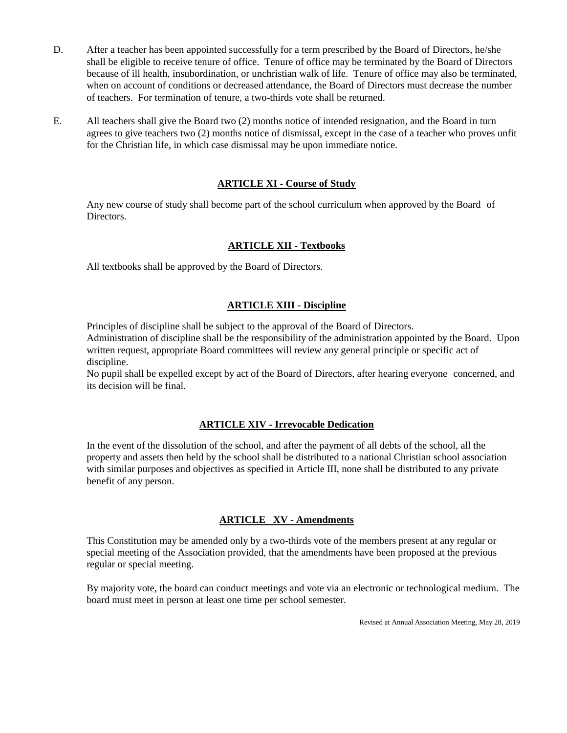D. After a teacher has been appointed successfully for a term prescribed by the Board of Directors, he/she shall be eligible to receive tenure of office. Tenure of office may be terminated by the Board of Directors because of ill health, insubordination, or unchristian walk of life. Tenure of office may also be terminated, when on account of conditions or decreased attendance, the Board of Directors must decrease the number of teachers. For termination of tenure, a two-thirds vote shall be returned.

E. All teachers shall give the Board two (2) months notice of intended resignation, and the Board in turn agrees to give teachers two (2) months notice of dismissal, except in the case of a teacher who proves unfit for the Christian life, in which case dismissal may be upon immediate notice.

## ARTICLE XI - Course of Study

Any new course of study shall become part of the school curriculum when approved by the Board of Directors.

## ARTICLE XII - Textbooks

All textbooks shall be approved by the Board of Directors.

## ARTICLE XIII - Discipline

Principles of discipline shall be subject to the approval of the Board of Directors.
Administration of discipline shall be the responsibility of the administration appointed by the Board. Upon written request, appropriate Board committees will review any general principle or specific act of discipline.
No pupil shall be expelled except by act of the Board of Directors, after hearing everyone concerned, and its decision will be final.

## ARTICLE XIV - Irrevocable Dedication

In the event of the dissolution of the school, and after the payment of all debts of the school, all the property and assets then held by the school shall be distributed to a national Christian school association with similar purposes and objectives as specified in Article III, none shall be distributed to any private benefit of any person.

## ARTICLE XV - Amendments

This Constitution may be amended only by a two-thirds vote of the members present at any regular or special meeting of the Association provided, that the amendments have been proposed at the previous regular or special meeting.

By majority vote, the board can conduct meetings and vote via an electronic or technological medium. The board must meet in person at least one time per school semester.

Revised at Annual Association Meeting, May 28, 2019